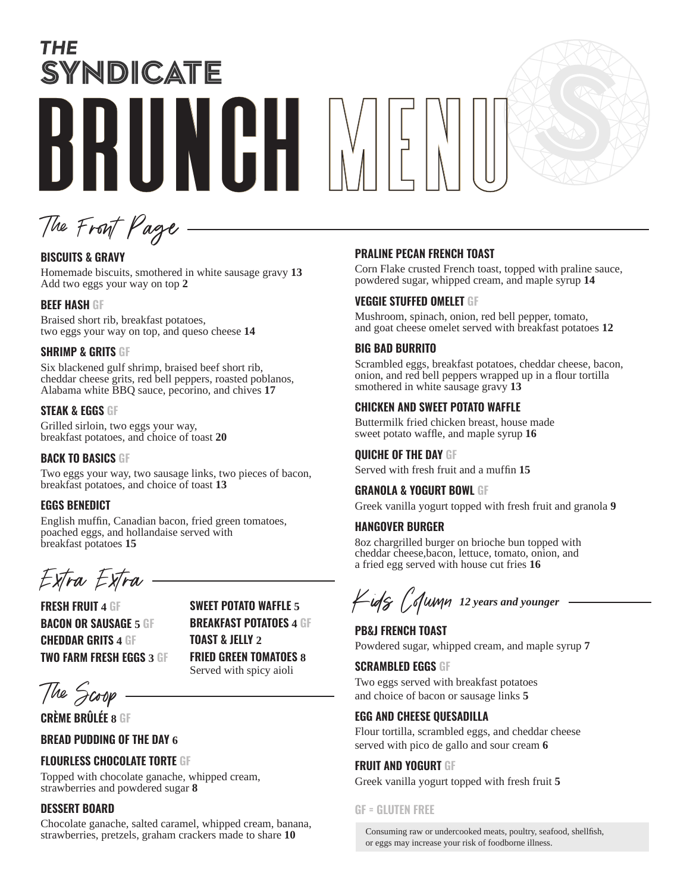# THE SYNDICATE BRUNCH MENU

## The Front Page

### BISCUITS & GRAVY
Homemade biscuits, smothered in white sausage gravy **13**
Add two eggs your way on top **2**

### BEEF HASH GF
Braised short rib, breakfast potatoes, two eggs your way on top, and queso cheese **14**

### SHRIMP & GRITS GF
Six blackened gulf shrimp, braised beef short rib, cheddar cheese grits, red bell peppers, roasted poblanos, Alabama white BBQ sauce, pecorino, and chives **17**

### STEAK & EGGS GF
Grilled sirloin, two eggs your way, breakfast potatoes, and choice of toast **20**

### BACK TO BASICS GF
Two eggs your way, two sausage links, two pieces of bacon, breakfast potatoes, and choice of toast **13**

### EGGS BENEDICT
English muffin, Canadian bacon, fried green tomatoes, poached eggs, and hollandaise served with breakfast potatoes **15**

### PRALINE PECAN FRENCH TOAST
Corn Flake crusted French toast, topped with praline sauce, powdered sugar, whipped cream, and maple syrup **14**

### VEGGIE STUFFED OMELET GF
Mushroom, spinach, onion, red bell pepper, tomato, and goat cheese omelet served with breakfast potatoes **12**

### BIG BAD BURRITO
Scrambled eggs, breakfast potatoes, cheddar cheese, bacon, onion, and red bell peppers wrapped up in a flour tortilla smothered in white sausage gravy **13**

### CHICKEN AND SWEET POTATO WAFFLE
Buttermilk fried chicken breast, house made sweet potato waffle, and maple syrup **16**

### QUICHE OF THE DAY GF
Served with fresh fruit and a muffin **15**

### GRANOLA & YOGURT BOWL GF
Greek vanilla yogurt topped with fresh fruit and granola **9**

### HANGOVER BURGER
8oz chargrilled burger on brioche bun topped with cheddar cheese,bacon, lettuce, tomato, onion, and a fried egg served with house cut fries **16**

## Extra Extra

**FRESH FRUIT 4** GF
**BACON OR SAUSAGE 5** GF
**CHEDDAR GRITS 4** GF
**TWO FARM FRESH EGGS 3** GF
**SWEET POTATO WAFFLE 5**
**BREAKFAST POTATOES 4** GF
**TOAST & JELLY 2**
**FRIED GREEN TOMATOES 8**
Served with spicy aioli

## The Scoop

### CRÈME BRÛLÉE 8 GF

### BREAD PUDDING OF THE DAY 6

### FLOURLESS CHOCOLATE TORTE GF
Topped with chocolate ganache, whipped cream, strawberries and powdered sugar **8**

### DESSERT BOARD
Chocolate ganache, salted caramel, whipped cream, banana, strawberries, pretzels, graham crackers made to share **10**

## Kids Column *12 years and younger*

### PB&J FRENCH TOAST
Powdered sugar, whipped cream, and maple syrup **7**

### SCRAMBLED EGGS GF
Two eggs served with breakfast potatoes and choice of bacon or sausage links **5**

### EGG AND CHEESE QUESADILLA
Flour tortilla, scrambled eggs, and cheddar cheese served with pico de gallo and sour cream **6**

### FRUIT AND YOGURT GF
Greek vanilla yogurt topped with fresh fruit **5**

GF = GLUTEN FREE

Consuming raw or undercooked meats, poultry, seafood, shellfish, or eggs may increase your risk of foodborne illness.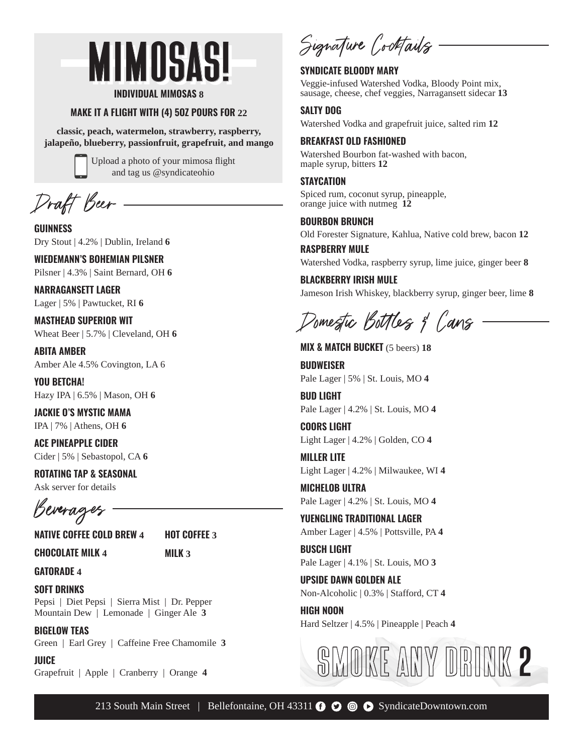# MIMOSAS!

**INDIVIDUAL MIMOSAS 8**

**MAKE IT A FLIGHT WITH (4) 5OZ POURS FOR 22**

**classic, peach, watermelon, strawberry, raspberry, jalapeño, blueberry, passionfruit, grapefruit, and mango**

Upload a photo of your mimosa flight and tag us @syndicateohio

## Draft Beer

**GUINNESS**
Dry Stout | 4.2% | Dublin, Ireland **6**

**WIEDEMANN'S BOHEMIAN PILSNER**
Pilsner | 4.3% | Saint Bernard, OH **6**

**NARRAGANSETT LAGER**
Lager | 5% | Pawtucket, RI **6**

**MASTHEAD SUPERIOR WIT**
Wheat Beer | 5.7% | Cleveland, OH **6**

**ABITA AMBER**
Amber Ale 4.5% Covington, LA 6

**YOU BETCHA!**
Hazy IPA | 6.5% | Mason, OH **6**

**JACKIE O'S MYSTIC MAMA**
IPA | 7% | Athens, OH **6**

**ACE PINEAPPLE CIDER**
Cider | 5% | Sebastopol, CA **6**

**ROTATING TAP & SEASONAL**
Ask server for details

## Beverages

**NATIVE COFFEE COLD BREW 4**

**HOT COFFEE 3**

**CHOCOLATE MILK 4**

**MILK 3**

**GATORADE 4**

**SOFT DRINKS**
Pepsi | Diet Pepsi | Sierra Mist | Dr. Pepper
Mountain Dew | Lemonade | Ginger Ale **3**

**BIGELOW TEAS**
Green | Earl Grey | Caffeine Free Chamomile **3**

**JUICE**
Grapefruit | Apple | Cranberry | Orange **4**

## Signature Cocktails

**SYNDICATE BLOODY MARY**
Veggie-infused Watershed Vodka, Bloody Point mix, sausage, cheese, chef veggies, Narragansett sidecar **13**

**SALTY DOG**
Watershed Vodka and grapefruit juice, salted rim **12**

**BREAKFAST OLD FASHIONED**
Watershed Bourbon fat-washed with bacon, maple syrup, bitters **12**

**STAYCATION**
Spiced rum, coconut syrup, pineapple, orange juice with nutmeg **12**

**BOURBON BRUNCH**
Old Forester Signature, Kahlua, Native cold brew, bacon **12**

**RASPBERRY MULE**
Watershed Vodka, raspberry syrup, lime juice, ginger beer **8**

**BLACKBERRY IRISH MULE**
Jameson Irish Whiskey, blackberry syrup, ginger beer, lime **8**

## Domestic Bottles & Cans

**MIX & MATCH BUCKET** (5 beers) **18**

**BUDWEISER**
Pale Lager | 5% | St. Louis, MO **4**

**BUD LIGHT**
Pale Lager | 4.2% | St. Louis, MO **4**

**COORS LIGHT**
Light Lager | 4.2% | Golden, CO **4**

**MILLER LITE**
Light Lager | 4.2% | Milwaukee, WI **4**

**MICHELOB ULTRA**
Pale Lager | 4.2% | St. Louis, MO **4**

**YUENGLING TRADITIONAL LAGER**
Amber Lager | 4.5% | Pottsville, PA **4**

**BUSCH LIGHT**
Pale Lager | 4.1% | St. Louis, MO **3**

**UPSIDE DAWN GOLDEN ALE**
Non-Alcoholic | 0.3% | Stafford, CT **4**

**HIGH NOON**
Hard Seltzer | 4.5% | Pineapple | Peach **4**

## SMOKE ANY DRINK 2

213 South Main Street | Bellefontaine, OH 43311 SyndicateDowntown.com